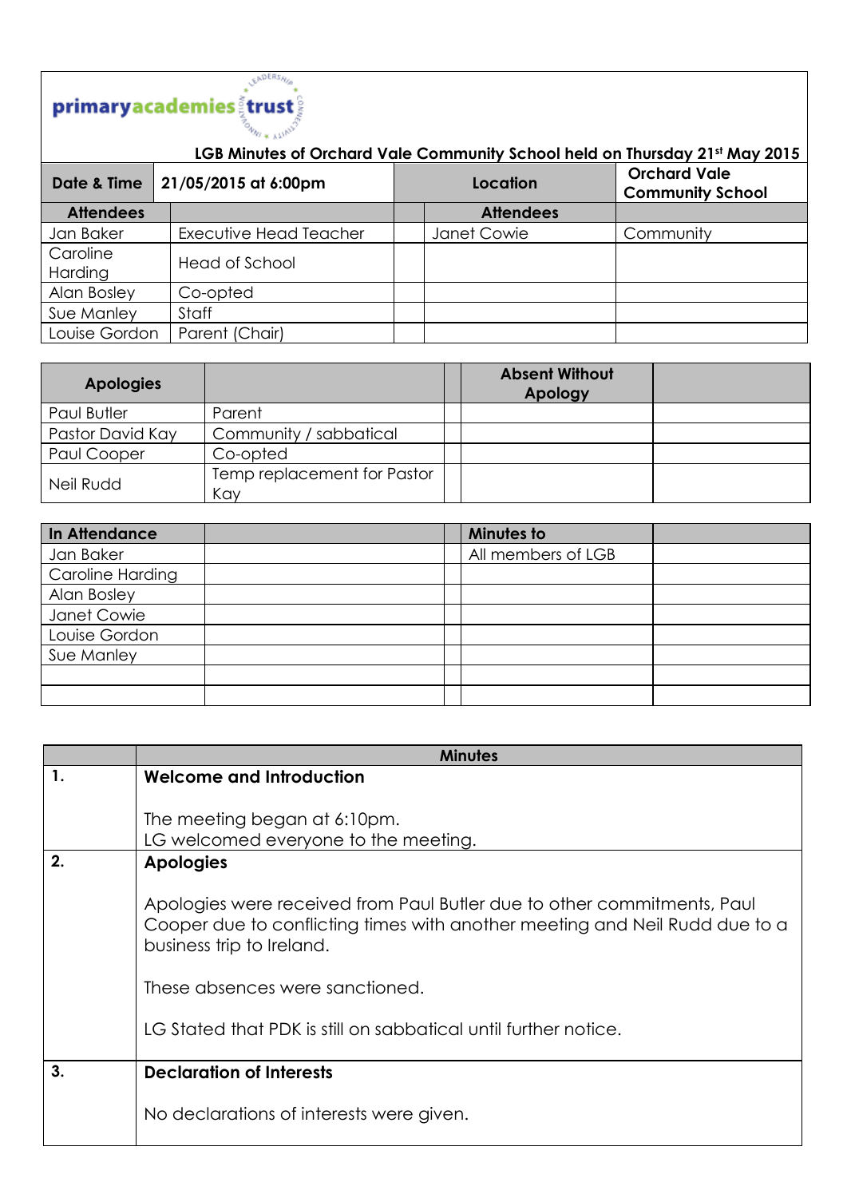primaryacademiestrust

**LGB Minutes of Orchard Vale Community School held on Thursday 21st May 2015**

| Date & Time | 21/05/2015 at 6:00pm | | Location | Orchard Vale Community School |
|---|---|---|---|---|
| **Attendees** | | | **Attendees** | |
| Jan Baker | Executive Head Teacher | | Janet Cowie | Community |
| Caroline Harding | Head of School | | | |
| Alan Bosley | Co-opted | | | |
| Sue Manley | Staff | | | |
| Louise Gordon | Parent (Chair) | | | |

| Apologies | | | Absent Without Apology | |
|---|---|---|---|---|
| Paul Butler | Parent | | | |
| Pastor David Kay | Community / sabbatical | | | |
| Paul Cooper | Co-opted | | | |
| Neil Rudd | Temp replacement for Pastor Kay | | | |

| In Attendance | | | Minutes to | |
|---|---|---|---|---|
| Jan Baker | | | All members of LGB | |
| Caroline Harding | | | | |
| Alan Bosley | | | | |
| Janet Cowie | | | | |
| Louise Gordon | | | | |
| Sue Manley | | | | |
| | | | | |
| | | | | |

| | Minutes |
|---|---|
| **1.** | **Welcome and Introduction**<br><br>The meeting began at 6:10pm.<br>LG welcomed everyone to the meeting. |
| **2.** | **Apologies**<br><br>Apologies were received from Paul Butler due to other commitments, Paul Cooper due to conflicting times with another meeting and Neil Rudd due to a business trip to Ireland.<br><br>These absences were sanctioned.<br><br>LG Stated that PDK is still on sabbatical until further notice. |
| **3.** | **Declaration of Interests**<br><br>No declarations of interests were given. |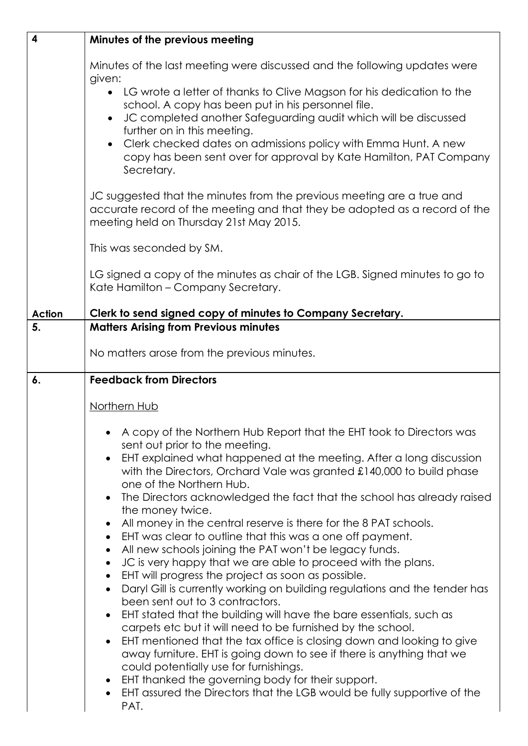| | |
|---|---|
| **4** | **Minutes of the previous meeting**<br><br>Minutes of the last meeting were discussed and the following updates were given:<br>• LG wrote a letter of thanks to Clive Magson for his dedication to the school. A copy has been put in his personnel file.<br>• JC completed another Safeguarding audit which will be discussed further on in this meeting.<br>• Clerk checked dates on admissions policy with Emma Hunt. A new copy has been sent over for approval by Kate Hamilton, PAT Company Secretary.<br><br>JC suggested that the minutes from the previous meeting are a true and accurate record of the meeting and that they be adopted as a record of the meeting held on Thursday 21st May 2015.<br><br>This was seconded by SM.<br><br>LG signed a copy of the minutes as chair of the LGB. Signed minutes to go to Kate Hamilton – Company Secretary. |
| **Action** | **Clerk to send signed copy of minutes to Company Secretary.** |
| **5.** | **Matters Arising from Previous minutes**<br><br>No matters arose from the previous minutes. |
| **6.** | **Feedback from Directors**<br><br>Northern Hub<br><br>• A copy of the Northern Hub Report that the EHT took to Directors was sent out prior to the meeting.<br>• EHT explained what happened at the meeting. After a long discussion with the Directors, Orchard Vale was granted £140,000 to build phase one of the Northern Hub.<br>• The Directors acknowledged the fact that the school has already raised the money twice.<br>• All money in the central reserve is there for the 8 PAT schools.<br>• EHT was clear to outline that this was a one off payment.<br>• All new schools joining the PAT won't be legacy funds.<br>• JC is very happy that we are able to proceed with the plans.<br>• EHT will progress the project as soon as possible.<br>• Daryl Gill is currently working on building regulations and the tender has been sent out to 3 contractors.<br>• EHT stated that the building will have the bare essentials, such as carpets etc but it will need to be furnished by the school.<br>• EHT mentioned that the tax office is closing down and looking to give away furniture. EHT is going down to see if there is anything that we could potentially use for furnishings.<br>• EHT thanked the governing body for their support.<br>• EHT assured the Directors that the LGB would be fully supportive of the PAT. |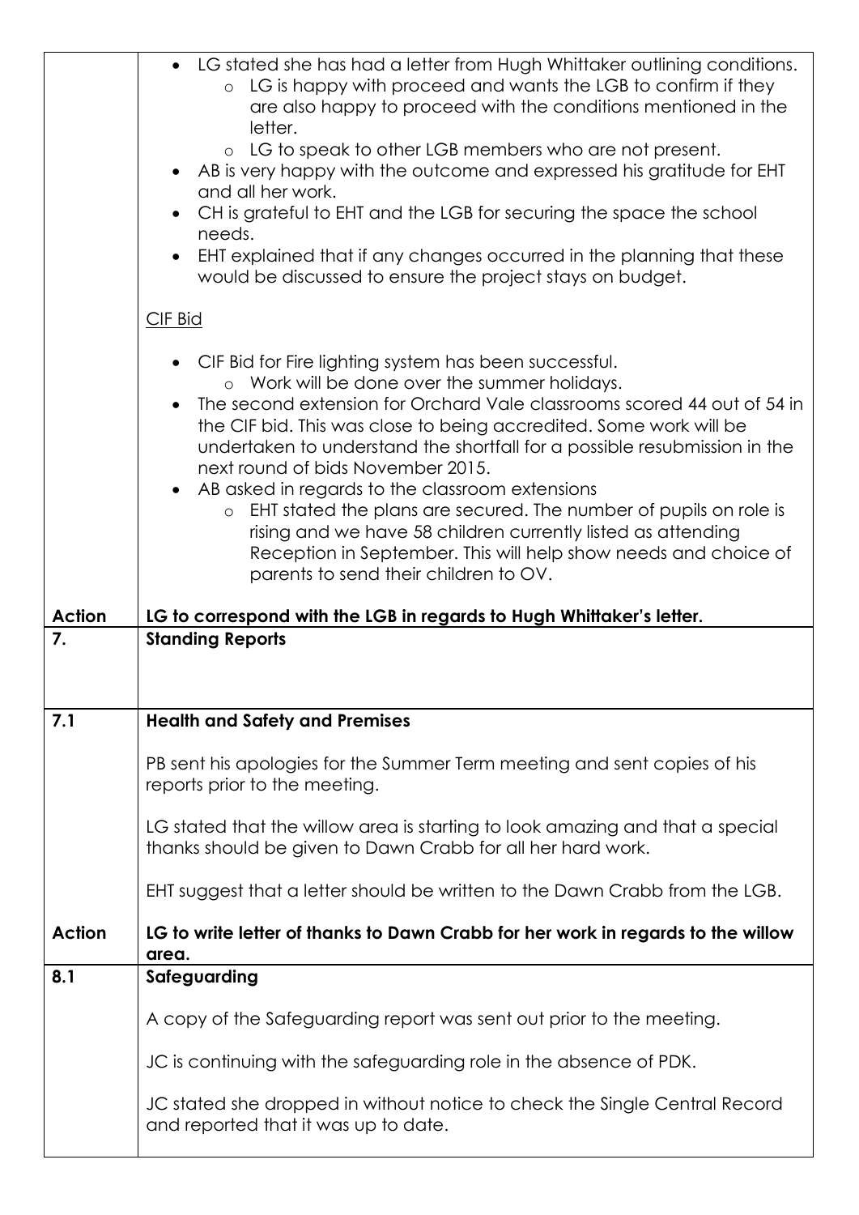| | |
|---|---|
| | - LG stated she has had a letter from Hugh Whittaker outlining conditions.<br>  - LG is happy with proceed and wants the LGB to confirm if they are also happy to proceed with the conditions mentioned in the letter.<br>  - LG to speak to other LGB members who are not present.<br>- AB is very happy with the outcome and expressed his gratitude for EHT and all her work.<br>- CH is grateful to EHT and the LGB for securing the space the school needs.<br>- EHT explained that if any changes occurred in the planning that these would be discussed to ensure the project stays on budget.<br><br><u>CIF Bid</u><br><br>- CIF Bid for Fire lighting system has been successful.<br>  - Work will be done over the summer holidays.<br>- The second extension for Orchard Vale classrooms scored 44 out of 54 in the CIF bid. This was close to being accredited. Some work will be undertaken to understand the shortfall for a possible resubmission in the next round of bids November 2015.<br>- AB asked in regards to the classroom extensions<br>  - EHT stated the plans are secured. The number of pupils on role is rising and we have 58 children currently listed as attending Reception in September. This will help show needs and choice of parents to send their children to OV. |
| **Action** | **LG to correspond with the LGB in regards to Hugh Whittaker's letter.** |
| **7.** | **Standing Reports** |
| **7.1** | **Health and Safety and Premises**<br><br>PB sent his apologies for the Summer Term meeting and sent copies of his reports prior to the meeting.<br><br>LG stated that the willow area is starting to look amazing and that a special thanks should be given to Dawn Crabb for all her hard work.<br><br>EHT suggest that a letter should be written to the Dawn Crabb from the LGB. |
| **Action** | **LG to write letter of thanks to Dawn Crabb for her work in regards to the willow area.** |
| **8.1** | **Safeguarding**<br><br>A copy of the Safeguarding report was sent out prior to the meeting.<br><br>JC is continuing with the safeguarding role in the absence of PDK.<br><br>JC stated she dropped in without notice to check the Single Central Record and reported that it was up to date. |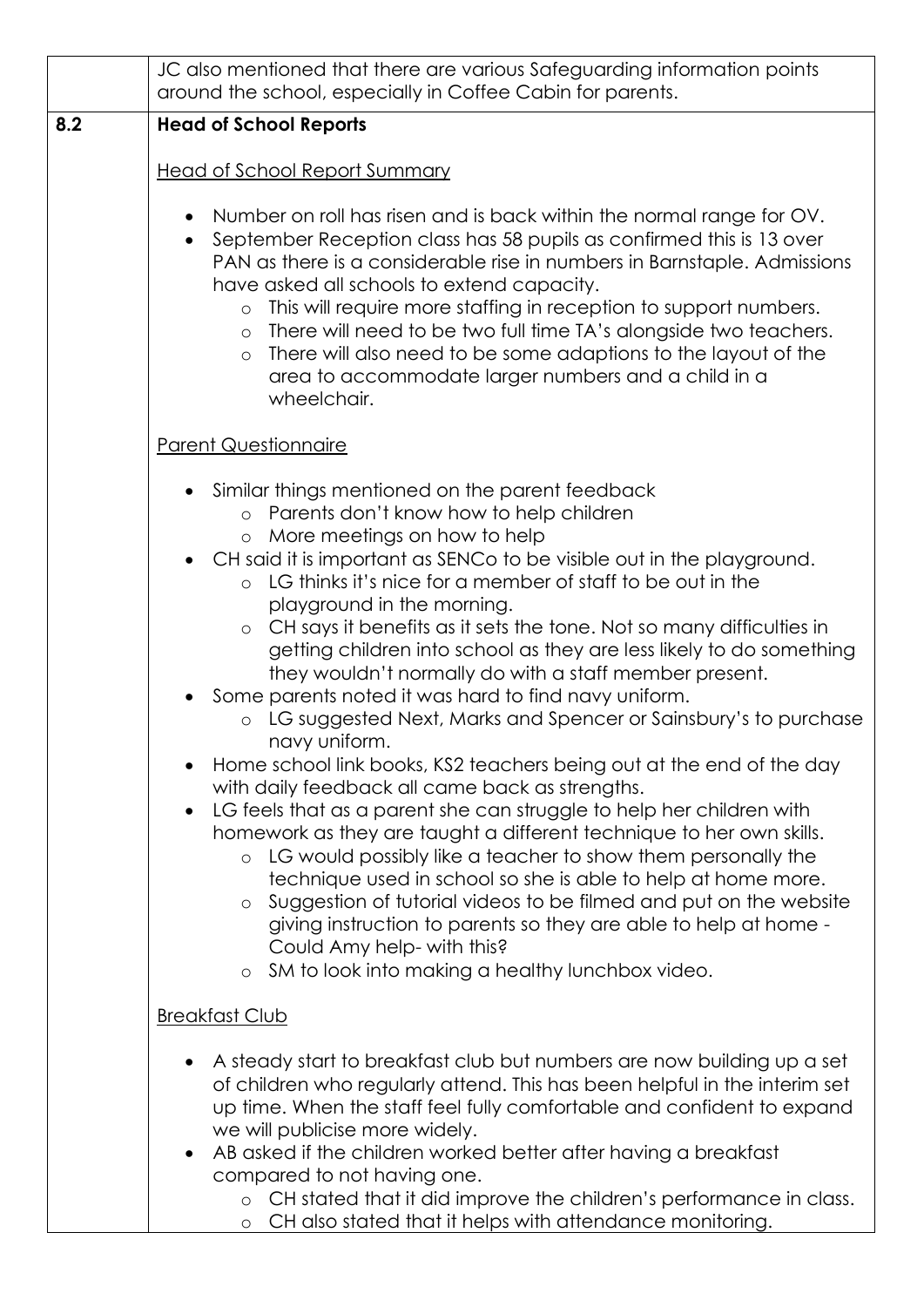| | |
|---|---|
| | JC also mentioned that there are various Safeguarding information points around the school, especially in Coffee Cabin for parents. |
| 8.2 | **Head of School Reports**<br><br>Head of School Report Summary<br><br>• Number on roll has risen and is back within the normal range for OV.<br>• September Reception class has 58 pupils as confirmed this is 13 over PAN as there is a considerable rise in numbers in Barnstaple. Admissions have asked all schools to extend capacity.<br>  ○ This will require more staffing in reception to support numbers.<br>  ○ There will need to be two full time TA's alongside two teachers.<br>  ○ There will also need to be some adaptions to the layout of the area to accommodate larger numbers and a child in a wheelchair.<br><br>Parent Questionnaire<br><br>• Similar things mentioned on the parent feedback<br>  ○ Parents don't know how to help children<br>  ○ More meetings on how to help<br>• CH said it is important as SENCo to be visible out in the playground.<br>  ○ LG thinks it's nice for a member of staff to be out in the playground in the morning.<br>  ○ CH says it benefits as it sets the tone. Not so many difficulties in getting children into school as they are less likely to do something they wouldn't normally do with a staff member present.<br>• Some parents noted it was hard to find navy uniform.<br>  ○ LG suggested Next, Marks and Spencer or Sainsbury's to purchase navy uniform.<br>• Home school link books, KS2 teachers being out at the end of the day with daily feedback all came back as strengths.<br>• LG feels that as a parent she can struggle to help her children with homework as they are taught a different technique to her own skills.<br>  ○ LG would possibly like a teacher to show them personally the technique used in school so she is able to help at home more.<br>  ○ Suggestion of tutorial videos to be filmed and put on the website giving instruction to parents so they are able to help at home - Could Amy help- with this?<br>  ○ SM to look into making a healthy lunchbox video.<br><br>Breakfast Club<br><br>• A steady start to breakfast club but numbers are now building up a set of children who regularly attend. This has been helpful in the interim set up time. When the staff feel fully comfortable and confident to expand we will publicise more widely.<br>• AB asked if the children worked better after having a breakfast compared to not having one.<br>  ○ CH stated that it did improve the children's performance in class.<br>  ○ CH also stated that it helps with attendance monitoring. |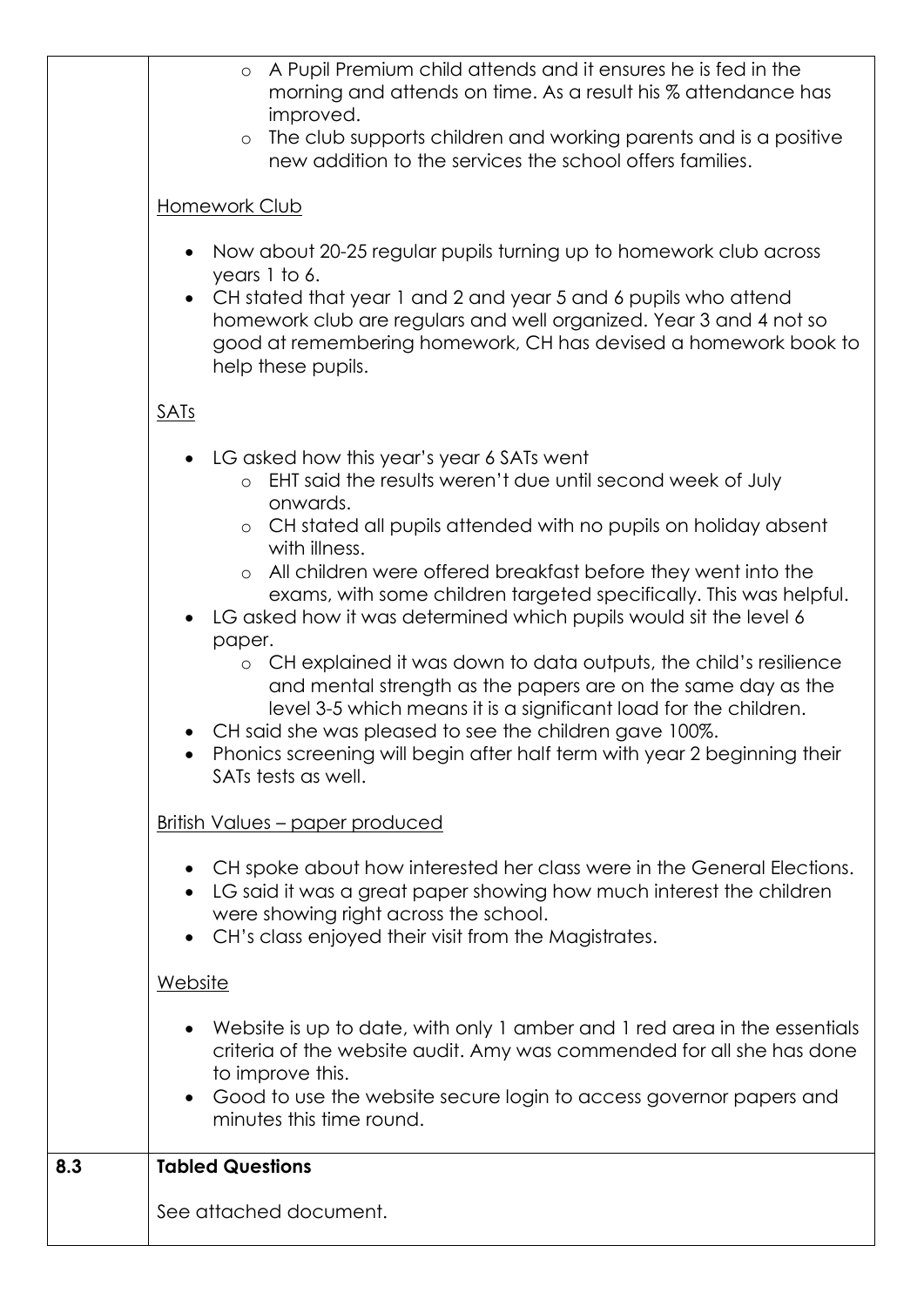| | |
|---|---|
| | ◦ A Pupil Premium child attends and it ensures he is fed in the morning and attends on time. As a result his % attendance has improved.<br>◦ The club supports children and working parents and is a positive new addition to the services the school offers families.<br><br><u>Homework Club</u><br><br>• Now about 20-25 regular pupils turning up to homework club across years 1 to 6.<br>• CH stated that year 1 and 2 and year 5 and 6 pupils who attend homework club are regulars and well organized. Year 3 and 4 not so good at remembering homework, CH has devised a homework book to help these pupils.<br><br><u>SATs</u><br><br>• LG asked how this year's year 6 SATs went<br>◦ EHT said the results weren't due until second week of July onwards.<br>◦ CH stated all pupils attended with no pupils on holiday absent with illness.<br>◦ All children were offered breakfast before they went into the exams, with some children targeted specifically. This was helpful.<br>• LG asked how it was determined which pupils would sit the level 6 paper.<br>◦ CH explained it was down to data outputs, the child's resilience and mental strength as the papers are on the same day as the level 3-5 which means it is a significant load for the children.<br>• CH said she was pleased to see the children gave 100%.<br>• Phonics screening will begin after half term with year 2 beginning their SATs tests as well.<br><br><u>British Values – paper produced</u><br><br>• CH spoke about how interested her class were in the General Elections.<br>• LG said it was a great paper showing how much interest the children were showing right across the school.<br>• CH's class enjoyed their visit from the Magistrates.<br><br><u>Website</u><br><br>• Website is up to date, with only 1 amber and 1 red area in the essentials criteria of the website audit. Amy was commended for all she has done to improve this.<br>• Good to use the website secure login to access governor papers and minutes this time round. |
| **8.3** | **Tabled Questions**<br><br>See attached document. |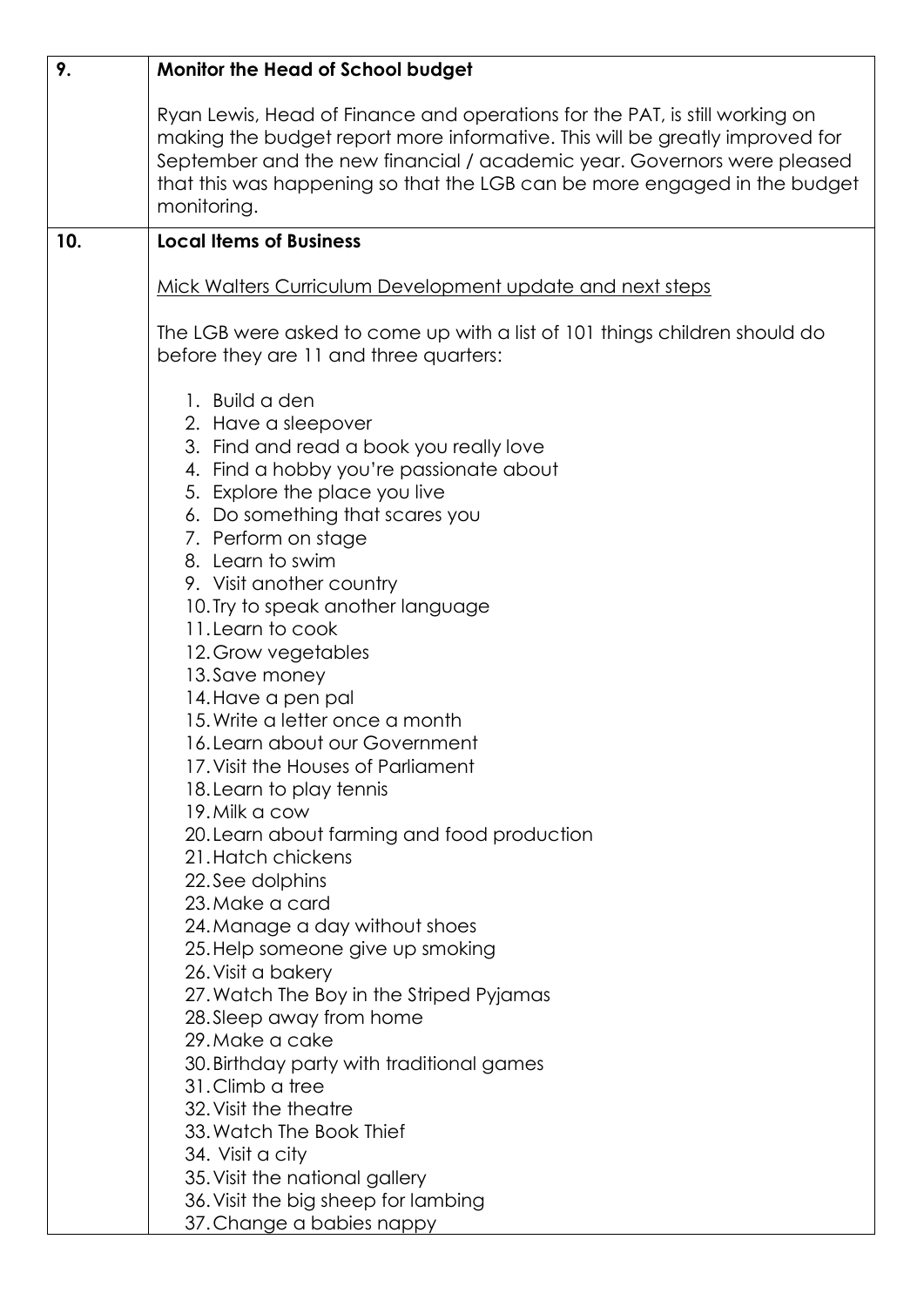| | |
|---|---|
| 9. | **Monitor the Head of School budget**<br><br>Ryan Lewis, Head of Finance and operations for the PAT, is still working on making the budget report more informative. This will be greatly improved for September and the new financial / academic year. Governors were pleased that this was happening so that the LGB can be more engaged in the budget monitoring. |
| 10. | **Local Items of Business**<br><br><u>Mick Walters Curriculum Development update and next steps</u><br><br>The LGB were asked to come up with a list of 101 things children should do before they are 11 and three quarters:<br><br>1. Build a den<br>2. Have a sleepover<br>3. Find and read a book you really love<br>4. Find a hobby you're passionate about<br>5. Explore the place you live<br>6. Do something that scares you<br>7. Perform on stage<br>8. Learn to swim<br>9. Visit another country<br>10. Try to speak another language<br>11. Learn to cook<br>12. Grow vegetables<br>13. Save money<br>14. Have a pen pal<br>15. Write a letter once a month<br>16. Learn about our Government<br>17. Visit the Houses of Parliament<br>18. Learn to play tennis<br>19. Milk a cow<br>20. Learn about farming and food production<br>21. Hatch chickens<br>22. See dolphins<br>23. Make a card<br>24. Manage a day without shoes<br>25. Help someone give up smoking<br>26. Visit a bakery<br>27. Watch The Boy in the Striped Pyjamas<br>28. Sleep away from home<br>29. Make a cake<br>30. Birthday party with traditional games<br>31. Climb a tree<br>32. Visit the theatre<br>33. Watch The Book Thief<br>34. Visit a city<br>35. Visit the national gallery<br>36. Visit the big sheep for lambing<br>37. Change a babies nappy |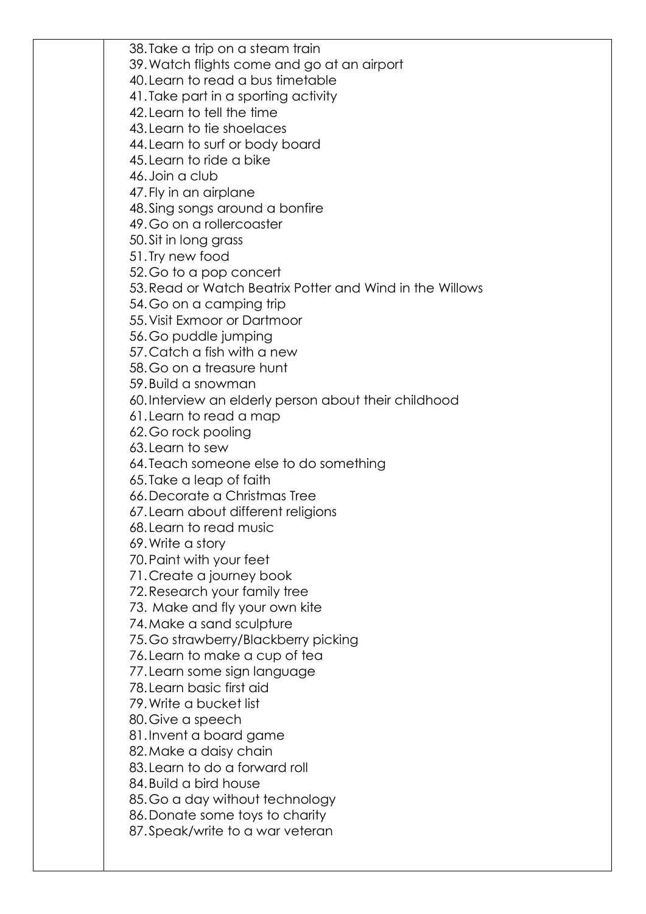38. Take a trip on a steam train
39. Watch flights come and go at an airport
40. Learn to read a bus timetable
41. Take part in a sporting activity
42. Learn to tell the time
43. Learn to tie shoelaces
44. Learn to surf or body board
45. Learn to ride a bike
46. Join a club
47. Fly in an airplane
48. Sing songs around a bonfire
49. Go on a rollercoaster
50. Sit in long grass
51. Try new food
52. Go to a pop concert
53. Read or Watch Beatrix Potter and Wind in the Willows
54. Go on a camping trip
55. Visit Exmoor or Dartmoor
56. Go puddle jumping
57. Catch a fish with a new
58. Go on a treasure hunt
59. Build a snowman
60. Interview an elderly person about their childhood
61. Learn to read a map
62. Go rock pooling
63. Learn to sew
64. Teach someone else to do something
65. Take a leap of faith
66. Decorate a Christmas Tree
67. Learn about different religions
68. Learn to read music
69. Write a story
70. Paint with your feet
71. Create a journey book
72. Research your family tree
73. Make and fly your own kite
74. Make a sand sculpture
75. Go strawberry/Blackberry picking
76. Learn to make a cup of tea
77. Learn some sign language
78. Learn basic first aid
79. Write a bucket list
80. Give a speech
81. Invent a board game
82. Make a daisy chain
83. Learn to do a forward roll
84. Build a bird house
85. Go a day without technology
86. Donate some toys to charity
87. Speak/write to a war veteran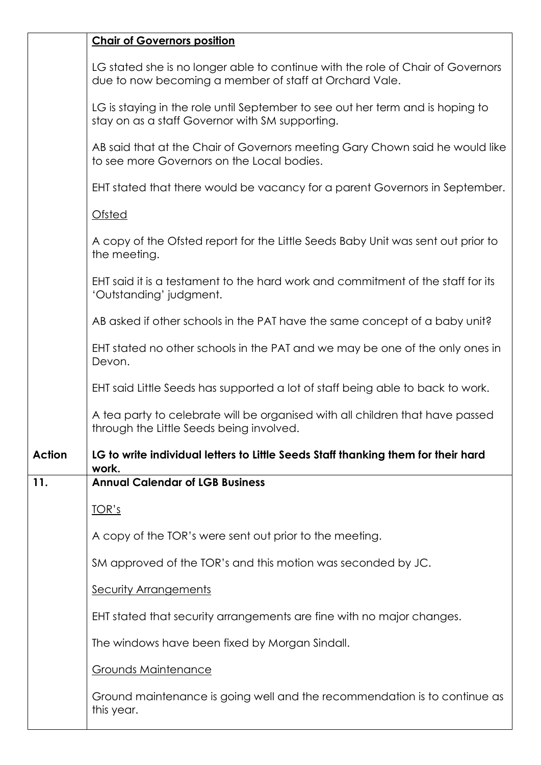| | |
|---|---|
| | **Chair of Governors position**<br><br>LG stated she is no longer able to continue with the role of Chair of Governors due to now becoming a member of staff at Orchard Vale.<br><br>LG is staying in the role until September to see out her term and is hoping to stay on as a staff Governor with SM supporting.<br><br>AB said that at the Chair of Governors meeting Gary Chown said he would like to see more Governors on the Local bodies.<br><br>EHT stated that there would be vacancy for a parent Governors in September.<br><br>Ofsted<br><br>A copy of the Ofsted report for the Little Seeds Baby Unit was sent out prior to the meeting.<br><br>EHT said it is a testament to the hard work and commitment of the staff for its 'Outstanding' judgment.<br><br>AB asked if other schools in the PAT have the same concept of a baby unit?<br><br>EHT stated no other schools in the PAT and we may be one of the only ones in Devon.<br><br>EHT said Little Seeds has supported a lot of staff being able to back to work.<br><br>A tea party to celebrate will be organised with all children that have passed through the Little Seeds being involved. |
| **Action** | **LG to write individual letters to Little Seeds Staff thanking them for their hard work.** |
| **11.** | **Annual Calendar of LGB Business**<br><br>TOR's<br><br>A copy of the TOR's were sent out prior to the meeting.<br><br>SM approved of the TOR's and this motion was seconded by JC.<br><br>Security Arrangements<br><br>EHT stated that security arrangements are fine with no major changes.<br><br>The windows have been fixed by Morgan Sindall.<br><br>Grounds Maintenance<br><br>Ground maintenance is going well and the recommendation is to continue as this year. |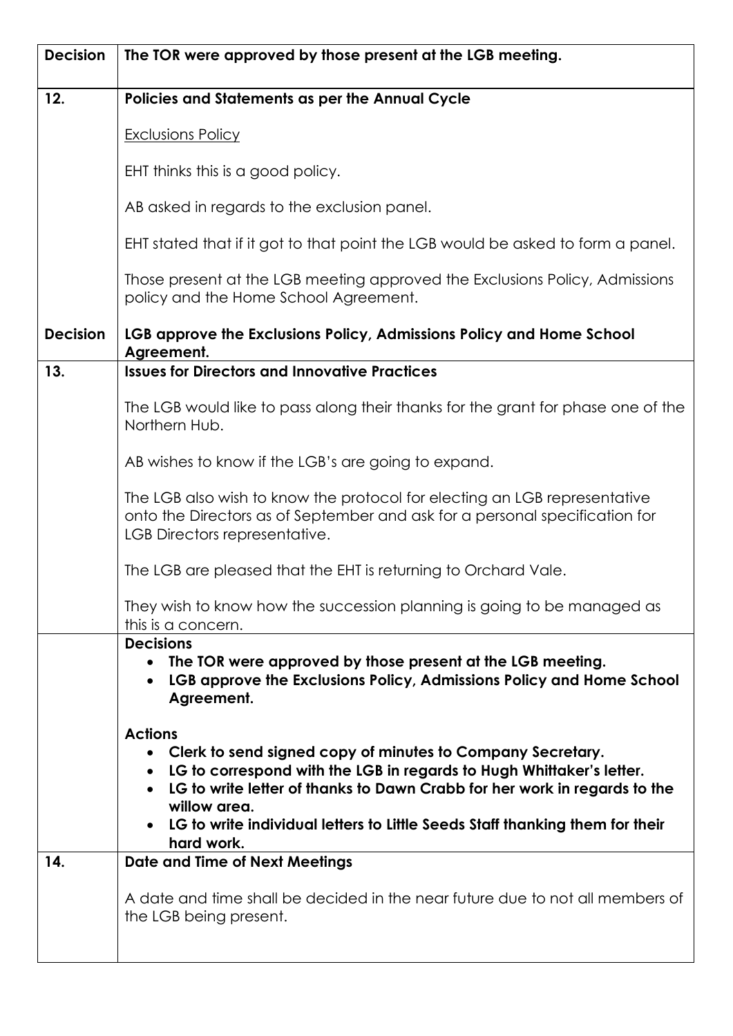| | |
|---|---|
| **Decision** | **The TOR were approved by those present at the LGB meeting.** |
| **12.** | **Policies and Statements as per the Annual Cycle**<br><br><u>Exclusions Policy</u><br><br>EHT thinks this is a good policy.<br><br>AB asked in regards to the exclusion panel.<br><br>EHT stated that if it got to that point the LGB would be asked to form a panel.<br><br>Those present at the LGB meeting approved the Exclusions Policy, Admissions policy and the Home School Agreement. |
| **Decision** | **LGB approve the Exclusions Policy, Admissions Policy and Home School Agreement.** |
| **13.** | **Issues for Directors and Innovative Practices**<br><br>The LGB would like to pass along their thanks for the grant for phase one of the Northern Hub.<br><br>AB wishes to know if the LGB's are going to expand.<br><br>The LGB also wish to know the protocol for electing an LGB representative onto the Directors as of September and ask for a personal specification for LGB Directors representative.<br><br>The LGB are pleased that the EHT is returning to Orchard Vale.<br><br>They wish to know how the succession planning is going to be managed as this is a concern. |
| | **Decisions**<br>• **The TOR were approved by those present at the LGB meeting.**<br>• **LGB approve the Exclusions Policy, Admissions Policy and Home School Agreement.**<br><br>**Actions**<br>• **Clerk to send signed copy of minutes to Company Secretary.**<br>• **LG to correspond with the LGB in regards to Hugh Whittaker's letter.**<br>• **LG to write letter of thanks to Dawn Crabb for her work in regards to the willow area.**<br>• **LG to write individual letters to Little Seeds Staff thanking them for their hard work.** |
| **14.** | **Date and Time of Next Meetings**<br><br>A date and time shall be decided in the near future due to not all members of the LGB being present. |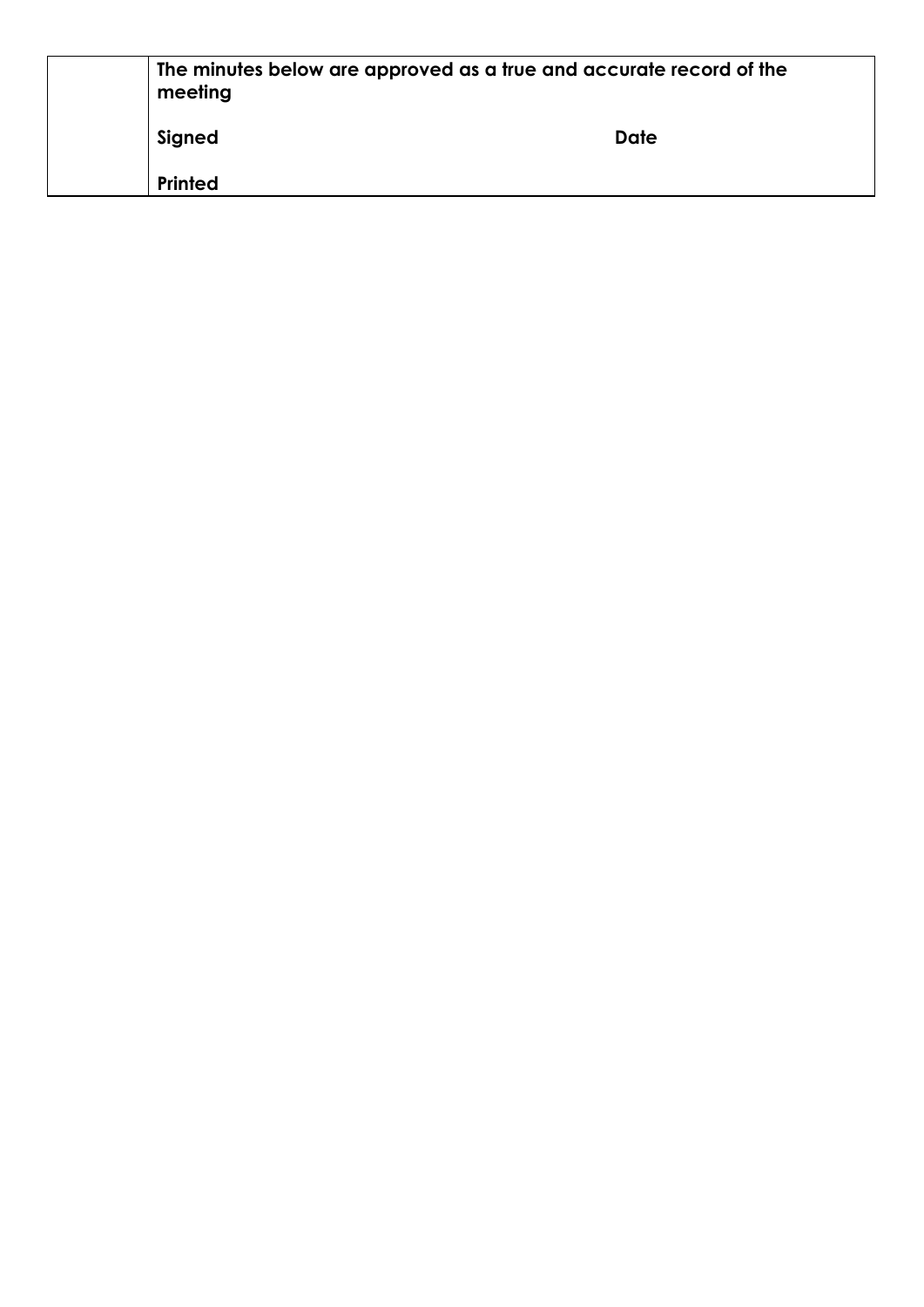| | |
|---|---|
| | **The minutes below are approved as a true and accurate record of the meeting**<br><br>**Signed** **Date**<br><br>**Printed** |